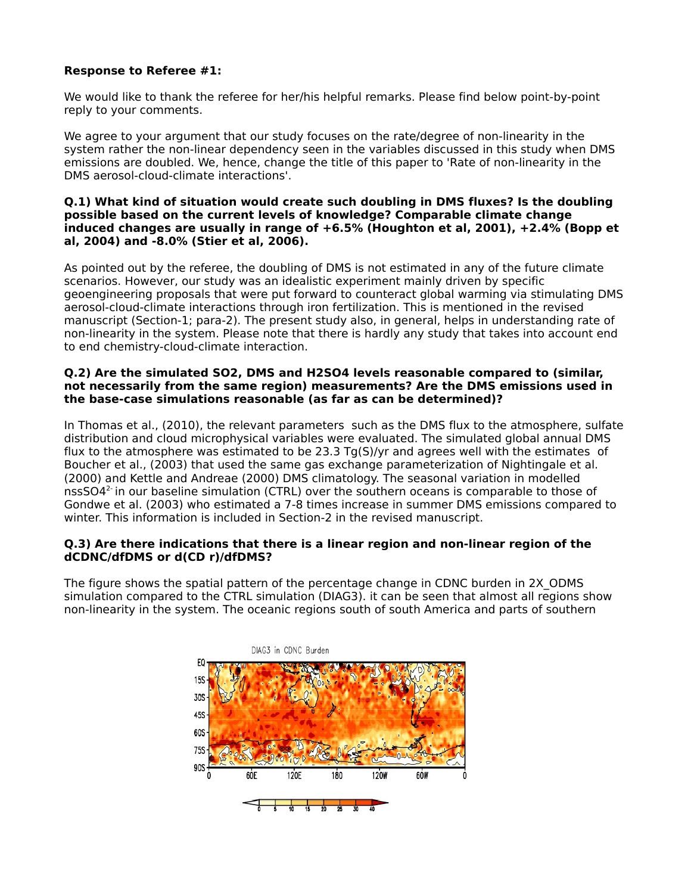**Response to Referee #1:**

We would like to thank the referee for her/his helpful remarks. Please find below point-by-point reply to your comments.

We agree to your argument that our study focuses on the rate/degree of non-linearity in the system rather the non-linear dependency seen in the variables discussed in this study when DMS emissions are doubled. We, hence, change the title of this paper to 'Rate of non-linearity in the DMS aerosol-cloud-climate interactions'.

**Q.1) What kind of situation would create such doubling in DMS fluxes? Is the doubling possible based on the current levels of knowledge? Comparable climate change induced changes are usually in range of +6.5% (Houghton et al, 2001), +2.4% (Bopp et al, 2004) and -8.0% (Stier et al, 2006).**

As pointed out by the referee, the doubling of DMS is not estimated in any of the future climate scenarios. However, our study was an idealistic experiment mainly driven by specific geoengineering proposals that were put forward to counteract global warming via stimulating DMS aerosol-cloud-climate interactions through iron fertilization. This is mentioned in the revised manuscript (Section-1; para-2). The present study also, in general, helps in understanding rate of non-linearity in the system. Please note that there is hardly any study that takes into account end to end chemistry-cloud-climate interaction.

**Q.2) Are the simulated SO2, DMS and H2SO4 levels reasonable compared to (similar, not necessarily from the same region) measurements? Are the DMS emissions used in the base-case simulations reasonable (as far as can be determined)?**

In Thomas et al., (2010), the relevant parameters such as the DMS flux to the atmosphere, sulfate distribution and cloud microphysical variables were evaluated. The simulated global annual DMS flux to the atmosphere was estimated to be 23.3 Tg(S)/yr and agrees well with the estimates of Boucher et al., (2003) that used the same gas exchange parameterization of Nightingale et al. (2000) and Kettle and Andreae (2000) DMS climatology. The seasonal variation in modelled nss$SO_4^{2-}$ in our baseline simulation (CTRL) over the southern oceans is comparable to those of Gondwe et al. (2003) who estimated a 7-8 times increase in summer DMS emissions compared to winter. This information is included in Section-2 in the revised manuscript.

**Q.3) Are there indications that there is a linear region and non-linear region of the dCDNC/dfDMS or d(CD r)/dfDMS?**

The figure shows the spatial pattern of the percentage change in CDNC burden in 2X_ODMS simulation compared to the CTRL simulation (DIAG3). it can be seen that almost all regions show non-linearity in the system. The oceanic regions south of south America and parts of southern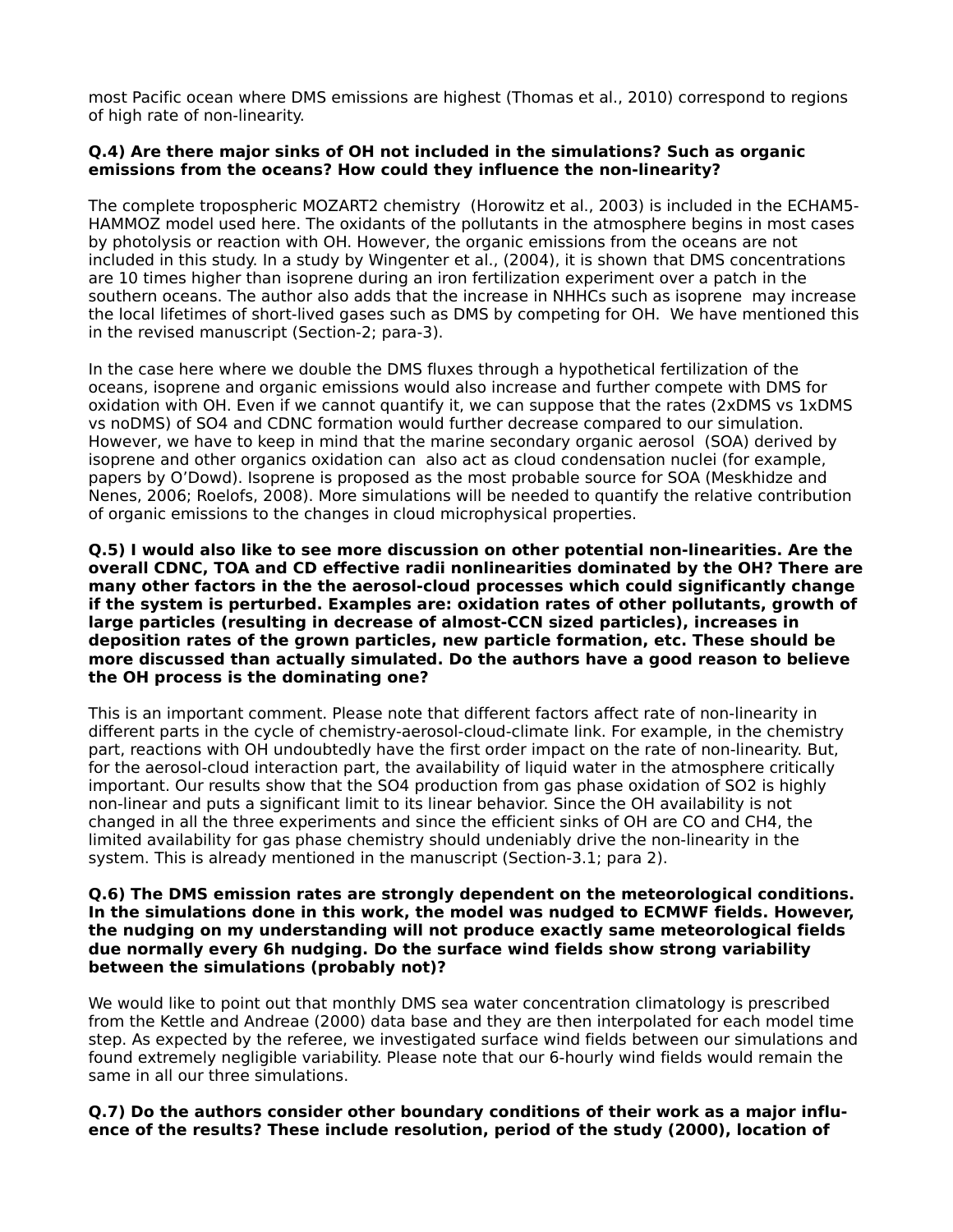most Pacific ocean where DMS emissions are highest (Thomas et al., 2010) correspond to regions of high rate of non-linearity.

**Q.4) Are there major sinks of OH not included in the simulations? Such as organic emissions from the oceans? How could they influence the non-linearity?**

The complete tropospheric MOZART2 chemistry (Horowitz et al., 2003) is included in the ECHAM5-HAMMOZ model used here. The oxidants of the pollutants in the atmosphere begins in most cases by photolysis or reaction with OH. However, the organic emissions from the oceans are not included in this study. In a study by Wingenter et al., (2004), it is shown that DMS concentrations are 10 times higher than isoprene during an iron fertilization experiment over a patch in the southern oceans. The author also adds that the increase in NHHCs such as isoprene may increase the local lifetimes of short-lived gases such as DMS by competing for OH. We have mentioned this in the revised manuscript (Section-2; para-3).

In the case here where we double the DMS fluxes through a hypothetical fertilization of the oceans, isoprene and organic emissions would also increase and further compete with DMS for oxidation with OH. Even if we cannot quantify it, we can suppose that the rates (2xDMS vs 1xDMS vs noDMS) of SO4 and CDNC formation would further decrease compared to our simulation. However, we have to keep in mind that the marine secondary organic aerosol (SOA) derived by isoprene and other organics oxidation can also act as cloud condensation nuclei (for example, papers by O'Dowd). Isoprene is proposed as the most probable source for SOA (Meskhidze and Nenes, 2006; Roelofs, 2008). More simulations will be needed to quantify the relative contribution of organic emissions to the changes in cloud microphysical properties.

**Q.5) I would also like to see more discussion on other potential non-linearities. Are the overall CDNC, TOA and CD effective radii nonlinearities dominated by the OH? There are many other factors in the the aerosol-cloud processes which could significantly change if the system is perturbed. Examples are: oxidation rates of other pollutants, growth of large particles (resulting in decrease of almost-CCN sized particles), increases in deposition rates of the grown particles, new particle formation, etc. These should be more discussed than actually simulated. Do the authors have a good reason to believe the OH process is the dominating one?**

This is an important comment. Please note that different factors affect rate of non-linearity in different parts in the cycle of chemistry-aerosol-cloud-climate link. For example, in the chemistry part, reactions with OH undoubtedly have the first order impact on the rate of non-linearity. But, for the aerosol-cloud interaction part, the availability of liquid water in the atmosphere critically important. Our results show that the SO4 production from gas phase oxidation of SO2 is highly non-linear and puts a significant limit to its linear behavior. Since the OH availability is not changed in all the three experiments and since the efficient sinks of OH are CO and CH4, the limited availability for gas phase chemistry should undeniably drive the non-linearity in the system. This is already mentioned in the manuscript (Section-3.1; para 2).

**Q.6) The DMS emission rates are strongly dependent on the meteorological conditions. In the simulations done in this work, the model was nudged to ECMWF fields. However, the nudging on my understanding will not produce exactly same meteorological fields due normally every 6h nudging. Do the surface wind fields show strong variability between the simulations (probably not)?**

We would like to point out that monthly DMS sea water concentration climatology is prescribed from the Kettle and Andreae (2000) data base and they are then interpolated for each model time step. As expected by the referee, we investigated surface wind fields between our simulations and found extremely negligible variability. Please note that our 6-hourly wind fields would remain the same in all our three simulations.

**Q.7) Do the authors consider other boundary conditions of their work as a major influence of the results? These include resolution, period of the study (2000), location of**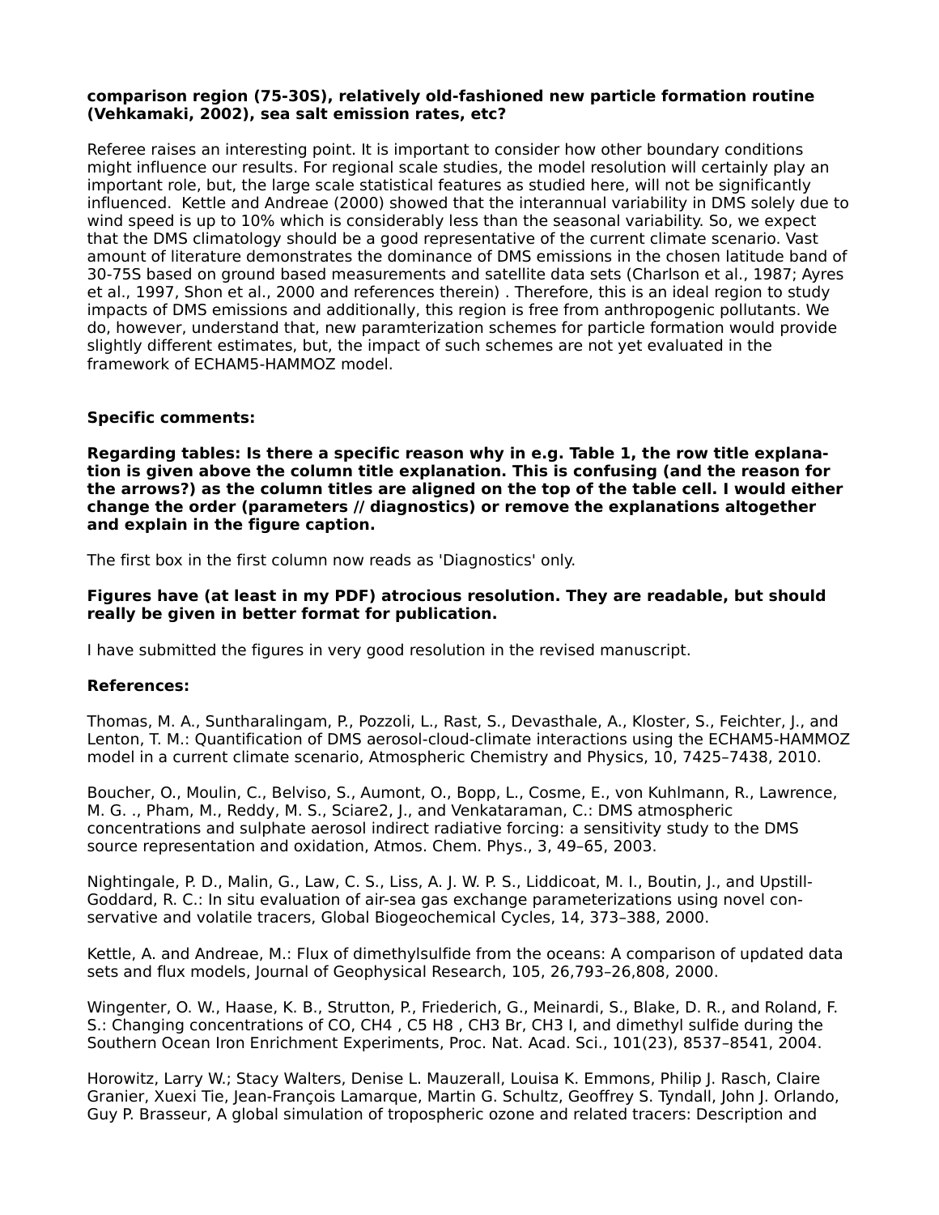**comparison region (75-30S), relatively old-fashioned new particle formation routine (Vehkamaki, 2002), sea salt emission rates, etc?**

Referee raises an interesting point. It is important to consider how other boundary conditions might influence our results. For regional scale studies, the model resolution will certainly play an important role, but, the large scale statistical features as studied here, will not be significantly influenced. Kettle and Andreae (2000) showed that the interannual variability in DMS solely due to wind speed is up to 10% which is considerably less than the seasonal variability. So, we expect that the DMS climatology should be a good representative of the current climate scenario. Vast amount of literature demonstrates the dominance of DMS emissions in the chosen latitude band of 30-75S based on ground based measurements and satellite data sets (Charlson et al., 1987; Ayres et al., 1997, Shon et al., 2000 and references therein) . Therefore, this is an ideal region to study impacts of DMS emissions and additionally, this region is free from anthropogenic pollutants. We do, however, understand that, new paramterization schemes for particle formation would provide slightly different estimates, but, the impact of such schemes are not yet evaluated in the framework of ECHAM5-HAMMOZ model.

**Specific comments:**

**Regarding tables: Is there a specific reason why in e.g. Table 1, the row title explanation is given above the column title explanation. This is confusing (and the reason for the arrows?) as the column titles are aligned on the top of the table cell. I would either change the order (parameters // diagnostics) or remove the explanations altogether and explain in the figure caption.**

The first box in the first column now reads as 'Diagnostics' only.

**Figures have (at least in my PDF) atrocious resolution. They are readable, but should really be given in better format for publication.**

I have submitted the figures in very good resolution in the revised manuscript.

**References:**

Thomas, M. A., Suntharalingam, P., Pozzoli, L., Rast, S., Devasthale, A., Kloster, S., Feichter, J., and Lenton, T. M.: Quantification of DMS aerosol-cloud-climate interactions using the ECHAM5-HAMMOZ model in a current climate scenario, Atmospheric Chemistry and Physics, 10, 7425–7438, 2010.

Boucher, O., Moulin, C., Belviso, S., Aumont, O., Bopp, L., Cosme, E., von Kuhlmann, R., Lawrence, M. G. ., Pham, M., Reddy, M. S., Sciare2, J., and Venkataraman, C.: DMS atmospheric concentrations and sulphate aerosol indirect radiative forcing: a sensitivity study to the DMS source representation and oxidation, Atmos. Chem. Phys., 3, 49–65, 2003.

Nightingale, P. D., Malin, G., Law, C. S., Liss, A. J. W. P. S., Liddicoat, M. I., Boutin, J., and Upstill-Goddard, R. C.: In situ evaluation of air-sea gas exchange parameterizations using novel conservative and volatile tracers, Global Biogeochemical Cycles, 14, 373–388, 2000.

Kettle, A. and Andreae, M.: Flux of dimethylsulfide from the oceans: A comparison of updated data sets and flux models, Journal of Geophysical Research, 105, 26,793–26,808, 2000.

Wingenter, O. W., Haase, K. B., Strutton, P., Friederich, G., Meinardi, S., Blake, D. R., and Roland, F. S.: Changing concentrations of CO, $CH_4$ , $C_5H_8$ , $CH_3Br$, $CH_3I$, and dimethyl sulfide during the Southern Ocean Iron Enrichment Experiments, Proc. Nat. Acad. Sci., 101(23), 8537–8541, 2004.

Horowitz, Larry W.; Stacy Walters, Denise L. Mauzerall, Louisa K. Emmons, Philip J. Rasch, Claire Granier, Xuexi Tie, Jean-François Lamarque, Martin G. Schultz, Geoffrey S. Tyndall, John J. Orlando, Guy P. Brasseur, A global simulation of tropospheric ozone and related tracers: Description and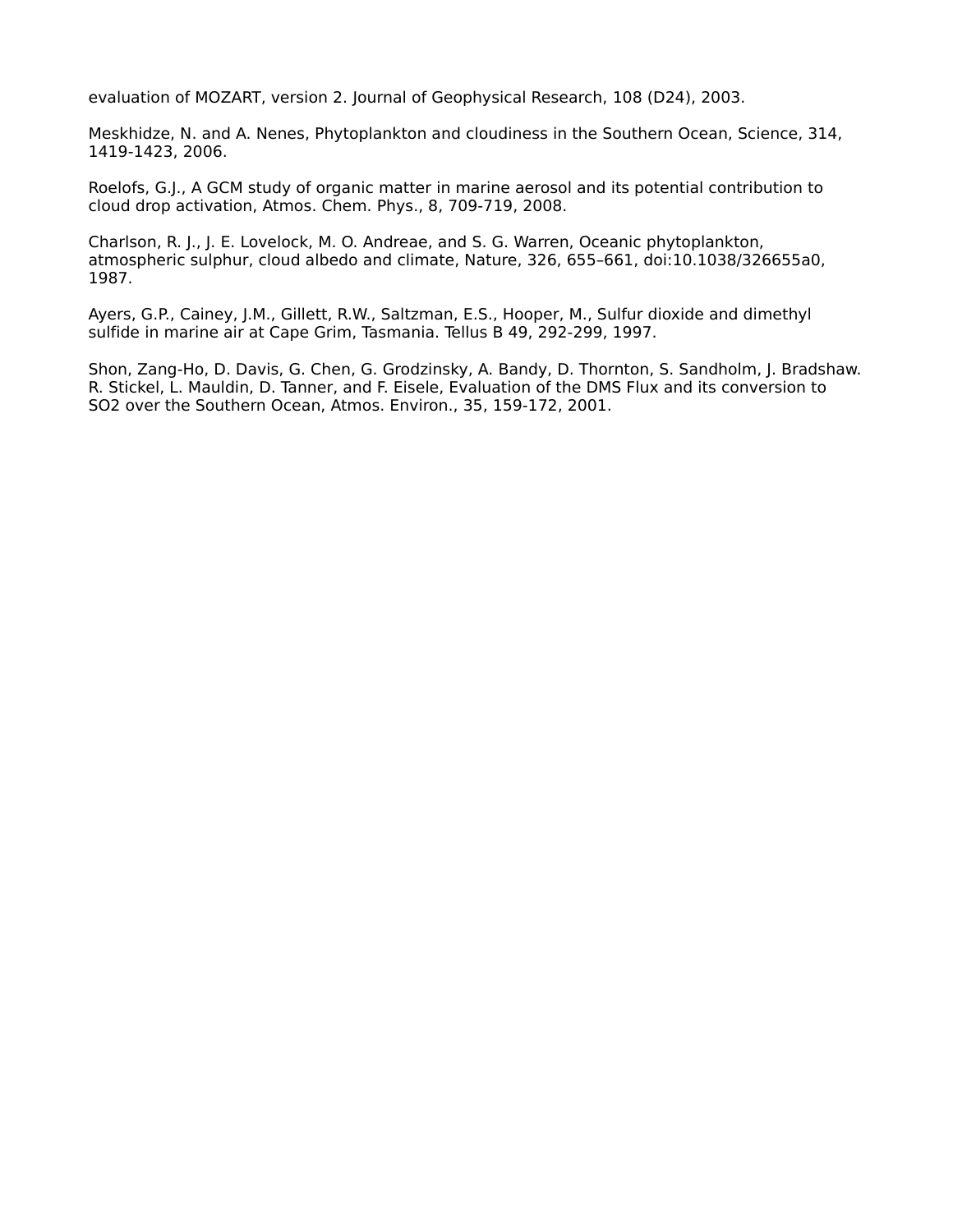evaluation of MOZART, version 2. Journal of Geophysical Research, 108 (D24), 2003.

Meskhidze, N. and A. Nenes, Phytoplankton and cloudiness in the Southern Ocean, Science, 314, 1419-1423, 2006.

Roelofs, G.J., A GCM study of organic matter in marine aerosol and its potential contribution to cloud drop activation, Atmos. Chem. Phys., 8, 709-719, 2008.

Charlson, R. J., J. E. Lovelock, M. O. Andreae, and S. G. Warren, Oceanic phytoplankton, atmospheric sulphur, cloud albedo and climate, Nature, 326, 655–661, doi:10.1038/326655a0, 1987.

Ayers, G.P., Cainey, J.M., Gillett, R.W., Saltzman, E.S., Hooper, M., Sulfur dioxide and dimethyl sulfide in marine air at Cape Grim, Tasmania. Tellus B 49, 292-299, 1997.

Shon, Zang-Ho, D. Davis, G. Chen, G. Grodzinsky, A. Bandy, D. Thornton, S. Sandholm, J. Bradshaw. R. Stickel, L. Mauldin, D. Tanner, and F. Eisele, Evaluation of the DMS Flux and its conversion to SO2 over the Southern Ocean, Atmos. Environ., 35, 159-172, 2001.